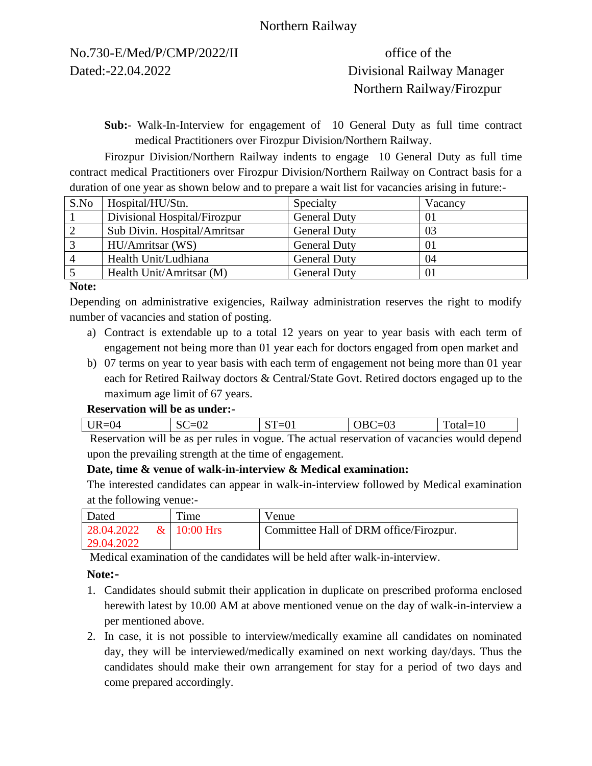Northern Railway

No.730-E/Med/P/CMP/2022/II
Dated:-22.04.2022

office of the
Divisional Railway Manager
Northern Railway/Firozpur

**Sub:-** Walk-In-Interview for engagement of 10 General Duty as full time contract medical Practitioners over Firozpur Division/Northern Railway.

Firozpur Division/Northern Railway indents to engage 10 General Duty as full time contract medical Practitioners over Firozpur Division/Northern Railway on Contract basis for a duration of one year as shown below and to prepare a wait list for vacancies arising in future:-

| S.No | Hospital/HU/Stn. | Specialty | Vacancy |
|---|---|---|---|
| 1 | Divisional Hospital/Firozpur | General Duty | 01 |
| 2 | Sub Divin. Hospital/Amritsar | General Duty | 03 |
| 3 | HU/Amritsar (WS) | General Duty | 01 |
| 4 | Health Unit/Ludhiana | General Duty | 04 |
| 5 | Health Unit/Amritsar (M) | General Duty | 01 |

**Note:**

Depending on administrative exigencies, Railway administration reserves the right to modify number of vacancies and station of posting.

a) Contract is extendable up to a total 12 years on year to year basis with each term of engagement not being more than 01 year each for doctors engaged from open market and

b) 07 terms on year to year basis with each term of engagement not being more than 01 year each for Retired Railway doctors & Central/State Govt. Retired doctors engaged up to the maximum age limit of 67 years.

**Reservation will be as under:-**

| UR=04 | SC=02 | ST=01 | OBC=03 | Total=10 |
|---|---|---|---|---|

Reservation will be as per rules in vogue. The actual reservation of vacancies would depend upon the prevailing strength at the time of engagement.

**Date, time & venue of walk-in-interview & Medical examination:**

The interested candidates can appear in walk-in-interview followed by Medical examination at the following venue:-

| Dated | Time | Venue |
|---|---|---|
| 28.04.2022 & 29.04.2022 | 10:00 Hrs | Committee Hall of DRM office/Firozpur. |

Medical examination of the candidates will be held after walk-in-interview.

**Note:-**

1. Candidates should submit their application in duplicate on prescribed proforma enclosed herewith latest by 10.00 AM at above mentioned venue on the day of walk-in-interview a per mentioned above.
2. In case, it is not possible to interview/medically examine all candidates on nominated day, they will be interviewed/medically examined on next working day/days. Thus the candidates should make their own arrangement for stay for a period of two days and come prepared accordingly.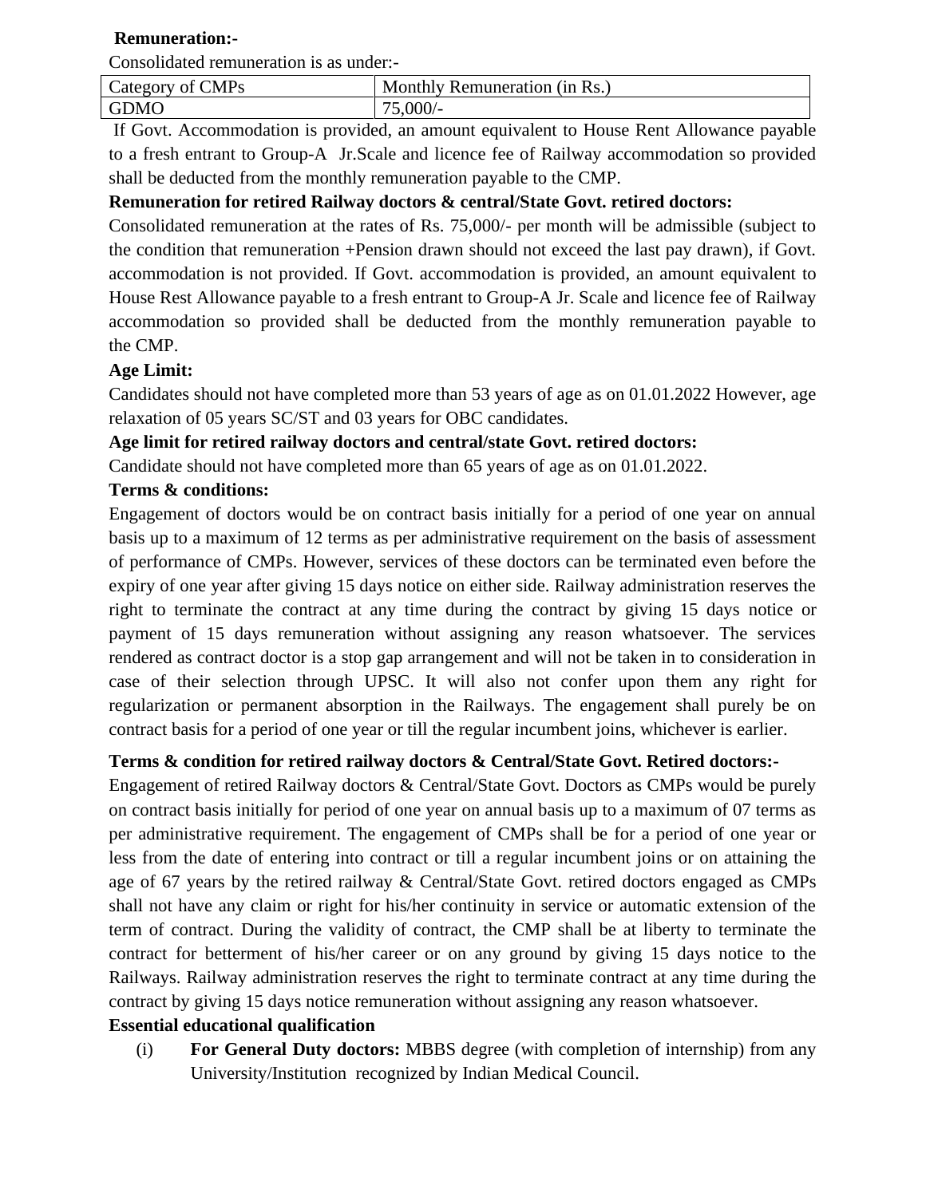**Remuneration:-**

Consolidated remuneration is as under:-

| Category of CMPs | Monthly Remuneration (in Rs.) |
|---|---|
| GDMO | 75,000/- |

If Govt. Accommodation is provided, an amount equivalent to House Rent Allowance payable to a fresh entrant to Group-A Jr.Scale and licence fee of Railway accommodation so provided shall be deducted from the monthly remuneration payable to the CMP.

**Remuneration for retired Railway doctors & central/State Govt. retired doctors:**

Consolidated remuneration at the rates of Rs. 75,000/- per month will be admissible (subject to the condition that remuneration +Pension drawn should not exceed the last pay drawn), if Govt. accommodation is not provided. If Govt. accommodation is provided, an amount equivalent to House Rest Allowance payable to a fresh entrant to Group-A Jr. Scale and licence fee of Railway accommodation so provided shall be deducted from the monthly remuneration payable to the CMP.

**Age Limit:**

Candidates should not have completed more than 53 years of age as on 01.01.2022 However, age relaxation of 05 years SC/ST and 03 years for OBC candidates.

**Age limit for retired railway doctors and central/state Govt. retired doctors:**

Candidate should not have completed more than 65 years of age as on 01.01.2022.

**Terms & conditions:**

Engagement of doctors would be on contract basis initially for a period of one year on annual basis up to a maximum of 12 terms as per administrative requirement on the basis of assessment of performance of CMPs. However, services of these doctors can be terminated even before the expiry of one year after giving 15 days notice on either side. Railway administration reserves the right to terminate the contract at any time during the contract by giving 15 days notice or payment of 15 days remuneration without assigning any reason whatsoever. The services rendered as contract doctor is a stop gap arrangement and will not be taken in to consideration in case of their selection through UPSC. It will also not confer upon them any right for regularization or permanent absorption in the Railways. The engagement shall purely be on contract basis for a period of one year or till the regular incumbent joins, whichever is earlier.

**Terms & condition for retired railway doctors & Central/State Govt. Retired doctors:-**

Engagement of retired Railway doctors & Central/State Govt. Doctors as CMPs would be purely on contract basis initially for period of one year on annual basis up to a maximum of 07 terms as per administrative requirement. The engagement of CMPs shall be for a period of one year or less from the date of entering into contract or till a regular incumbent joins or on attaining the age of 67 years by the retired railway & Central/State Govt. retired doctors engaged as CMPs shall not have any claim or right for his/her continuity in service or automatic extension of the term of contract. During the validity of contract, the CMP shall be at liberty to terminate the contract for betterment of his/her career or on any ground by giving 15 days notice to the Railways. Railway administration reserves the right to terminate contract at any time during the contract by giving 15 days notice remuneration without assigning any reason whatsoever.

**Essential educational qualification**

(i) **For General Duty doctors:** MBBS degree (with completion of internship) from any University/Institution recognized by Indian Medical Council.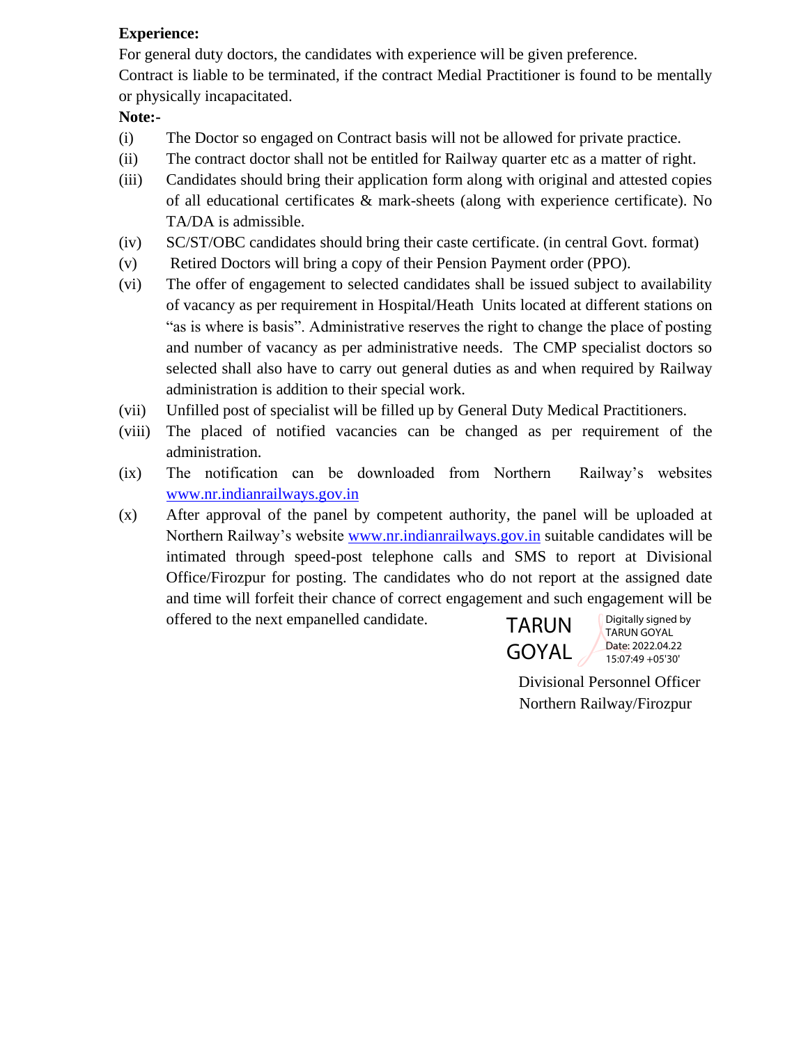**Experience:**

For general duty doctors, the candidates with experience will be given preference.

Contract is liable to be terminated, if the contract Medial Practitioner is found to be mentally or physically incapacitated.

**Note:-**

(i) The Doctor so engaged on Contract basis will not be allowed for private practice.

(ii) The contract doctor shall not be entitled for Railway quarter etc as a matter of right.

(iii) Candidates should bring their application form along with original and attested copies of all educational certificates & mark-sheets (along with experience certificate). No TA/DA is admissible.

(iv) SC/ST/OBC candidates should bring their caste certificate. (in central Govt. format)

(v) Retired Doctors will bring a copy of their Pension Payment order (PPO).

(vi) The offer of engagement to selected candidates shall be issued subject to availability of vacancy as per requirement in Hospital/Heath Units located at different stations on "as is where is basis". Administrative reserves the right to change the place of posting and number of vacancy as per administrative needs. The CMP specialist doctors so selected shall also have to carry out general duties as and when required by Railway administration is addition to their special work.

(vii) Unfilled post of specialist will be filled up by General Duty Medical Practitioners.

(viii) The placed of notified vacancies can be changed as per requirement of the administration.

(ix) The notification can be downloaded from Northern Railway's websites www.nr.indianrailways.gov.in

(x) After approval of the panel by competent authority, the panel will be uploaded at Northern Railway's website www.nr.indianrailways.gov.in suitable candidates will be intimated through speed-post telephone calls and SMS to report at Divisional Office/Firozpur for posting. The candidates who do not report at the assigned date and time will forfeit their chance of correct engagement and such engagement will be offered to the next empanelled candidate.

TARUN GOYAL
Digitally signed by TARUN GOYAL
Date: 2022.04.22 15:07:49 +05'30'

Divisional Personnel Officer
Northern Railway/Firozpur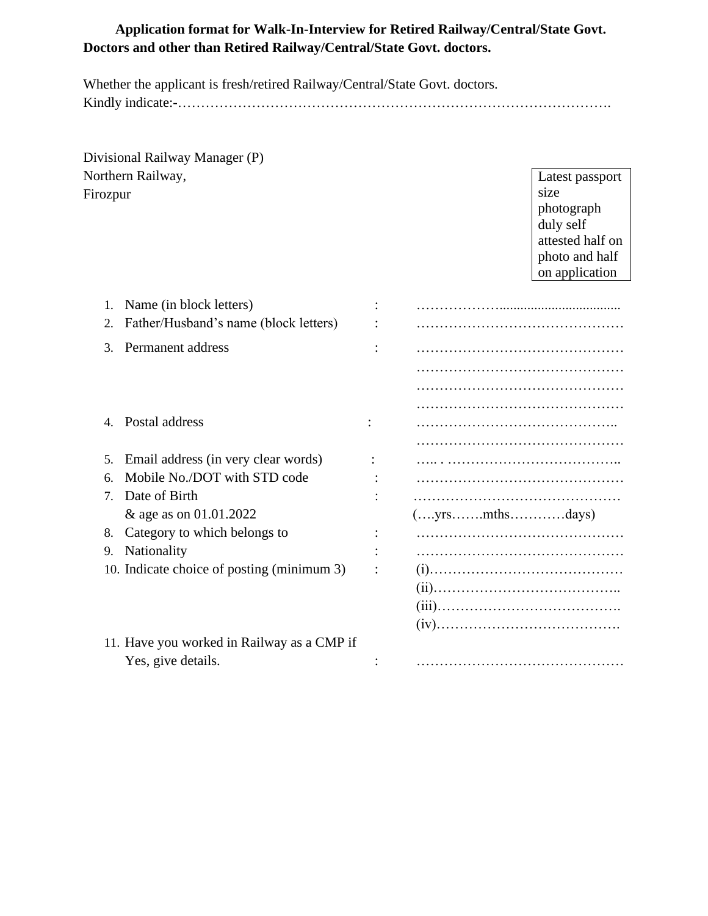**Application format for Walk-In-Interview for Retired Railway/Central/State Govt. Doctors and other than Retired Railway/Central/State Govt. doctors.**

Whether the applicant is fresh/retired Railway/Central/State Govt. doctors.
Kindly indicate:-………………………………………………………………………………….

Divisional Railway Manager (P)
Northern Railway,
Firozpur

| Latest passport size photograph duly self attested half on photo and half on application |
|---|

1. Name (in block letters) : ………………..................................
2. Father/Husband's name (block letters) : ………………………………………
3. Permanent address : ………………………………………
   ………………………………………
   ………………………………………
   ………………………………………
4. Postal address : ……………………………………..
   ………………………………………
5. Email address (in very clear words) : ….. . ………………………………..
6. Mobile No./DOT with STD code : ………………………………………
7. Date of Birth : ………………………………………
   & age as on 01.01.2022 (….yrs…….mths…………days)
8. Category to which belongs to : ………………………………………
9. Nationality : ………………………………………
10. Indicate choice of posting (minimum 3) : (i)……………………………………
    (ii)…………………………………..
    (iii)………………………………….
    (iv)………………………………….
11. Have you worked in Railway as a CMP if Yes, give details. : ………………………………………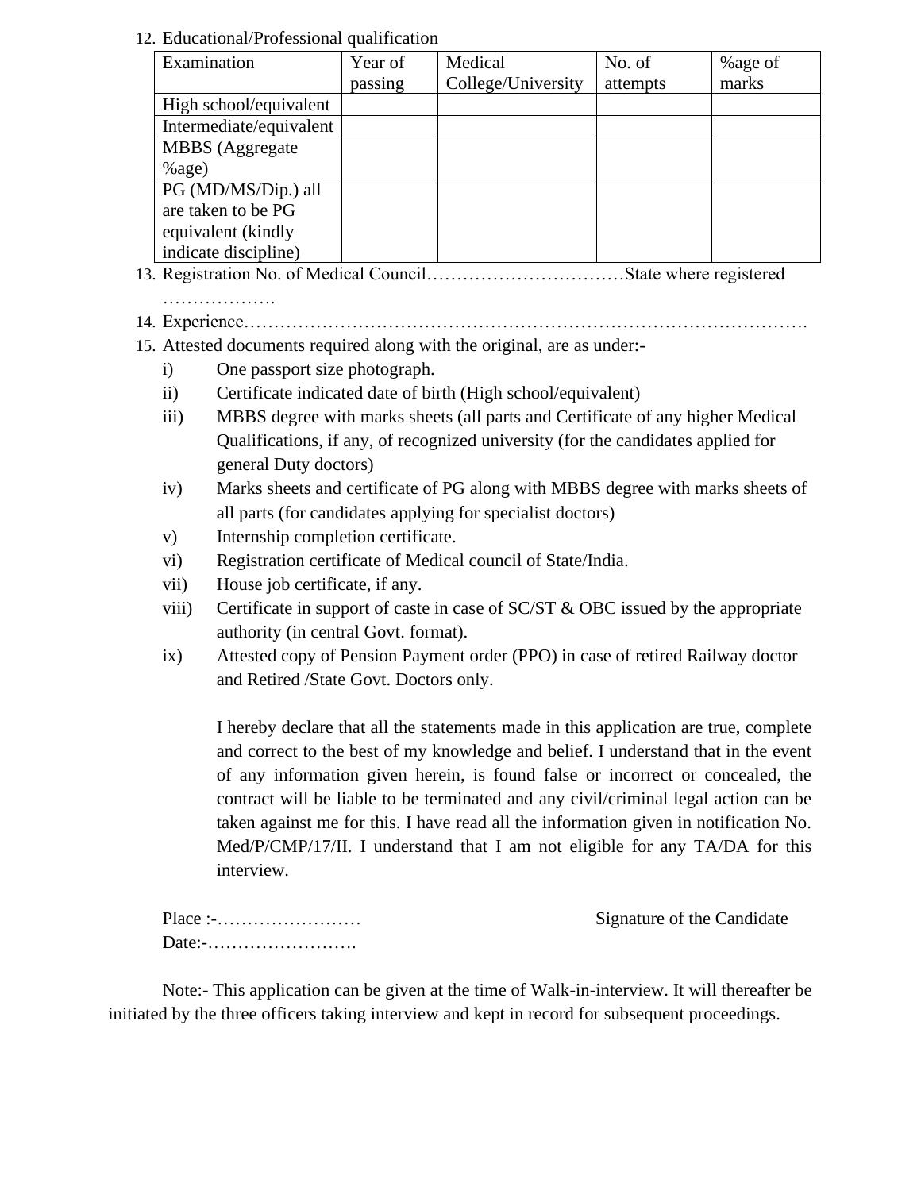12. Educational/Professional qualification

| Examination | Year of passing | Medical College/University | No. of attempts | %age of marks |
|---|---|---|---|---|
| High school/equivalent | | | | |
| Intermediate/equivalent | | | | |
| MBBS (Aggregate %age) | | | | |
| PG (MD/MS/Dip.) all are taken to be PG equivalent (kindly indicate discipline) | | | | |

13. Registration No. of Medical Council……………………………State where registered ……………….
14. Experience……………………………………………………………………………….
15. Attested documents required along with the original, are as under:-
    - i) One passport size photograph.
    - ii) Certificate indicated date of birth (High school/equivalent)
    - iii) MBBS degree with marks sheets (all parts and Certificate of any higher Medical Qualifications, if any, of recognized university (for the candidates applied for general Duty doctors)
    - iv) Marks sheets and certificate of PG along with MBBS degree with marks sheets of all parts (for candidates applying for specialist doctors)
    - v) Internship completion certificate.
    - vi) Registration certificate of Medical council of State/India.
    - vii) House job certificate, if any.
    - viii) Certificate in support of caste in case of SC/ST & OBC issued by the appropriate authority (in central Govt. format).
    - ix) Attested copy of Pension Payment order (PPO) in case of retired Railway doctor and Retired /State Govt. Doctors only.

I hereby declare that all the statements made in this application are true, complete and correct to the best of my knowledge and belief. I understand that in the event of any information given herein, is found false or incorrect or concealed, the contract will be liable to be terminated and any civil/criminal legal action can be taken against me for this. I have read all the information given in notification No. Med/P/CMP/17/II. I understand that I am not eligible for any TA/DA for this interview.

Place :-…………………… Signature of the Candidate

Date:-…………………….

Note:- This application can be given at the time of Walk-in-interview. It will thereafter be initiated by the three officers taking interview and kept in record for subsequent proceedings.